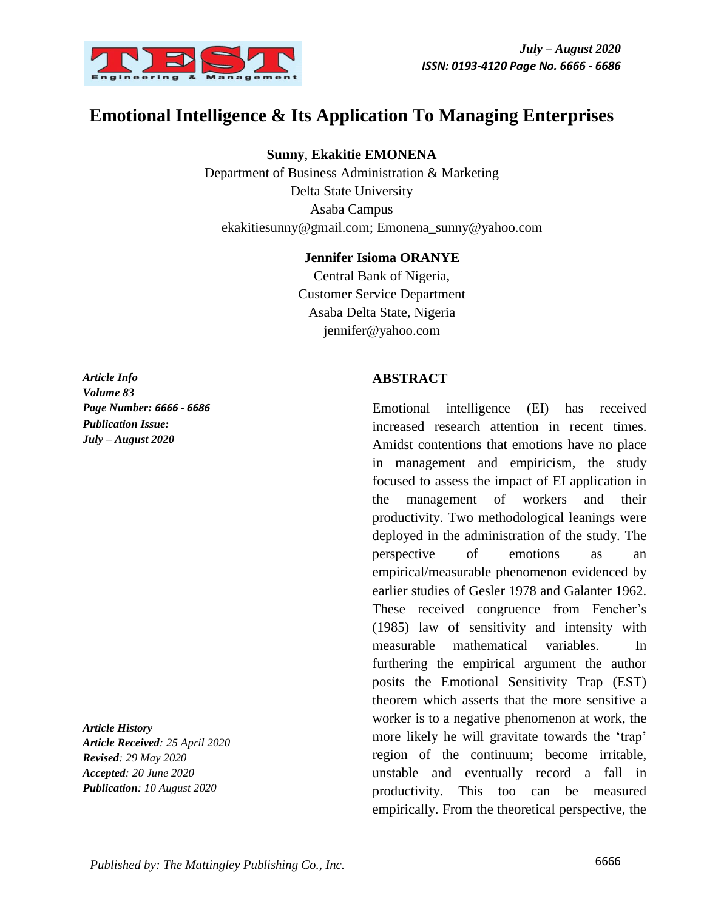# Emotional Intelligence & Its Application To Managing Enterprises

**Sunny**, **Ekakitie EMONENA**
Department of Business Administration & Marketing
Delta State University
Asaba Campus
ekakitiesunny@gmail.com; Emonena_sunny@yahoo.com

**Jennifer Isioma ORANYE**
Central Bank of Nigeria,
Customer Service Department
Asaba Delta State, Nigeria
jennifer@yahoo.com

***Article Info***
***Volume 83***
***Page Number: 6666 - 6686***
***Publication Issue:***
***July – August 2020***

***Article History***
***Article Received**: 25 April 2020*
***Revised**: 29 May 2020*
***Accepted**: 20 June 2020*
***Publication**: 10 August 2020*

## ABSTRACT

Emotional intelligence (EI) has received increased research attention in recent times. Amidst contentions that emotions have no place in management and empiricism, the study focused to assess the impact of EI application in the management of workers and their productivity. Two methodological leanings were deployed in the administration of the study. The perspective of emotions as an empirical/measurable phenomenon evidenced by earlier studies of Gesler 1978 and Galanter 1962. These received congruence from Fencher's (1985) law of sensitivity and intensity with measurable mathematical variables. In furthering the empirical argument the author posits the Emotional Sensitivity Trap (EST) theorem which asserts that the more sensitive a worker is to a negative phenomenon at work, the more likely he will gravitate towards the 'trap' region of the continuum; become irritable, unstable and eventually record a fall in productivity. This too can be measured empirically. From the theoretical perspective, the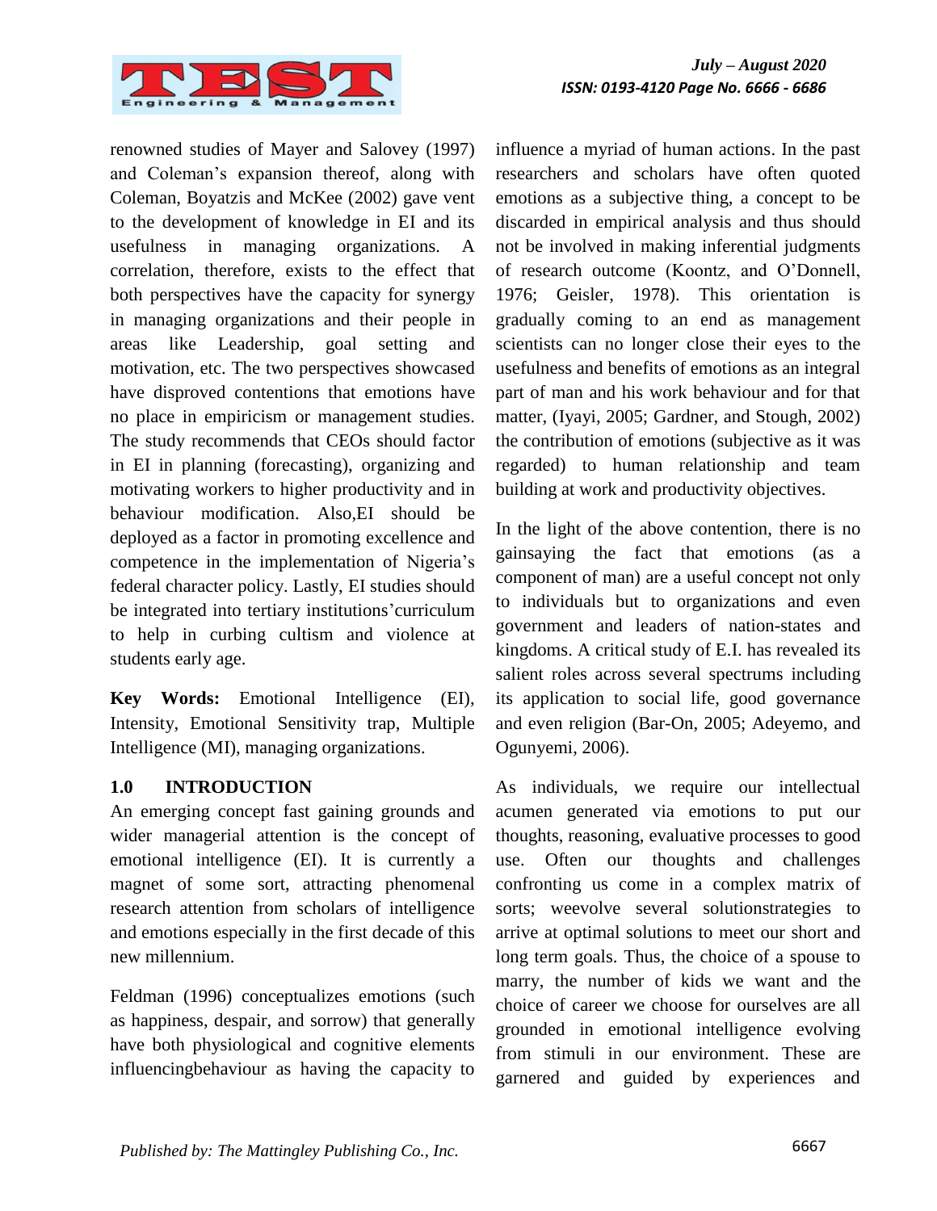renowned studies of Mayer and Salovey (1997) and Coleman's expansion thereof, along with Coleman, Boyatzis and McKee (2002) gave vent to the development of knowledge in EI and its usefulness in managing organizations. A correlation, therefore, exists to the effect that both perspectives have the capacity for synergy in managing organizations and their people in areas like Leadership, goal setting and motivation, etc. The two perspectives showcased have disproved contentions that emotions have no place in empiricism or management studies. The study recommends that CEOs should factor in EI in planning (forecasting), organizing and motivating workers to higher productivity and in behaviour modification. Also,EI should be deployed as a factor in promoting excellence and competence in the implementation of Nigeria's federal character policy. Lastly, EI studies should be integrated into tertiary institutions'curriculum to help in curbing cultism and violence at students early age.

**Key Words:** Emotional Intelligence (EI), Intensity, Emotional Sensitivity trap, Multiple Intelligence (MI), managing organizations.

## 1.0 INTRODUCTION

An emerging concept fast gaining grounds and wider managerial attention is the concept of emotional intelligence (EI). It is currently a magnet of some sort, attracting phenomenal research attention from scholars of intelligence and emotions especially in the first decade of this new millennium.

Feldman (1996) conceptualizes emotions (such as happiness, despair, and sorrow) that generally have both physiological and cognitive elements influencingbehaviour as having the capacity to influence a myriad of human actions. In the past researchers and scholars have often quoted emotions as a subjective thing, a concept to be discarded in empirical analysis and thus should not be involved in making inferential judgments of research outcome (Koontz, and O'Donnell, 1976; Geisler, 1978). This orientation is gradually coming to an end as management scientists can no longer close their eyes to the usefulness and benefits of emotions as an integral part of man and his work behaviour and for that matter, (Iyayi, 2005; Gardner, and Stough, 2002) the contribution of emotions (subjective as it was regarded) to human relationship and team building at work and productivity objectives.

In the light of the above contention, there is no gainsaying the fact that emotions (as a component of man) are a useful concept not only to individuals but to organizations and even government and leaders of nation-states and kingdoms. A critical study of E.I. has revealed its salient roles across several spectrums including its application to social life, good governance and even religion (Bar-On, 2005; Adeyemo, and Ogunyemi, 2006).

As individuals, we require our intellectual acumen generated via emotions to put our thoughts, reasoning, evaluative processes to good use. Often our thoughts and challenges confronting us come in a complex matrix of sorts; weevolve several solutionstrategies to arrive at optimal solutions to meet our short and long term goals. Thus, the choice of a spouse to marry, the number of kids we want and the choice of career we choose for ourselves are all grounded in emotional intelligence evolving from stimuli in our environment. These are garnered and guided by experiences and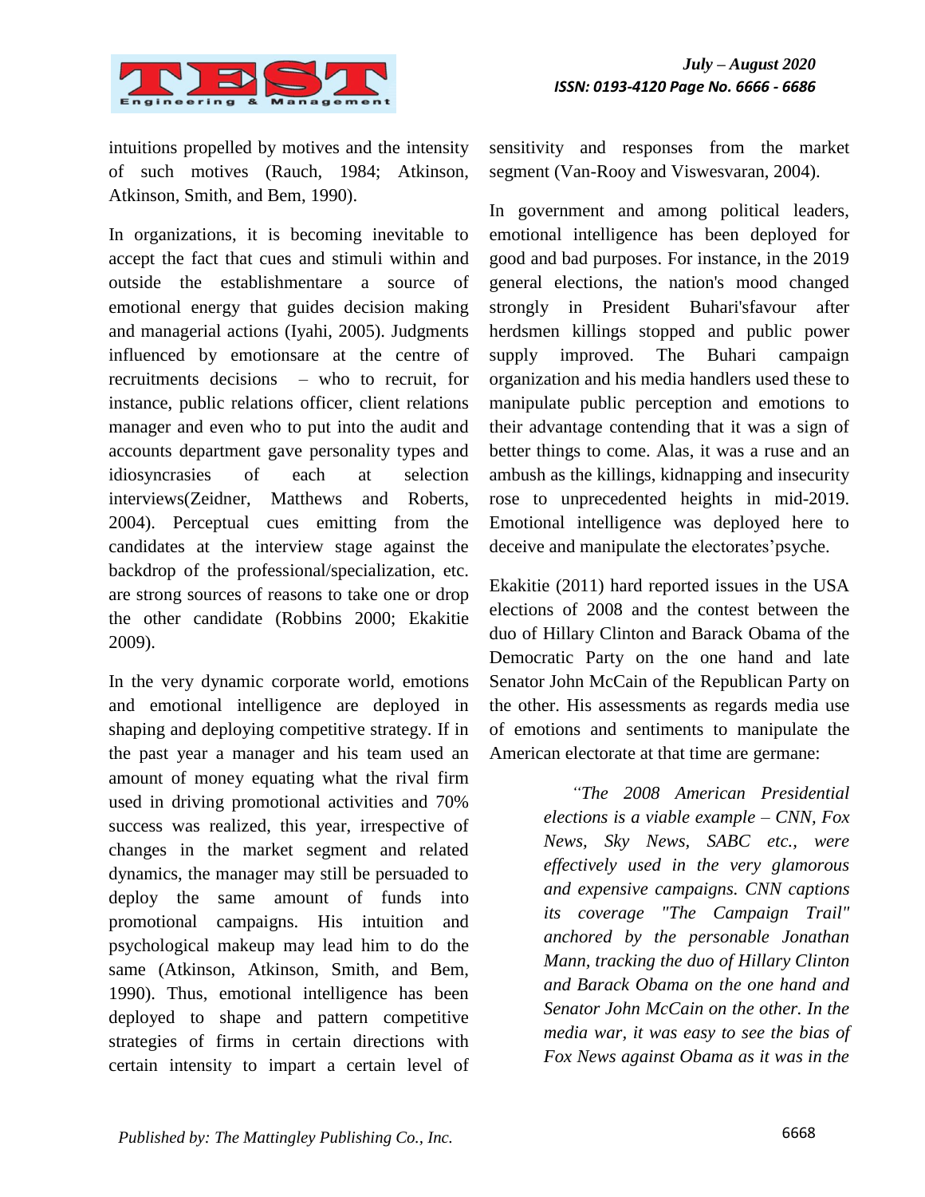intuitions propelled by motives and the intensity of such motives (Rauch, 1984; Atkinson, Atkinson, Smith, and Bem, 1990).

In organizations, it is becoming inevitable to accept the fact that cues and stimuli within and outside the establishmentare a source of emotional energy that guides decision making and managerial actions (Iyahi, 2005). Judgments influenced by emotionsare at the centre of recruitments decisions – who to recruit, for instance, public relations officer, client relations manager and even who to put into the audit and accounts department gave personality types and idiosyncrasies of each at selection interviews(Zeidner, Matthews and Roberts, 2004). Perceptual cues emitting from the candidates at the interview stage against the backdrop of the professional/specialization, etc. are strong sources of reasons to take one or drop the other candidate (Robbins 2000; Ekakitie 2009).

In the very dynamic corporate world, emotions and emotional intelligence are deployed in shaping and deploying competitive strategy. If in the past year a manager and his team used an amount of money equating what the rival firm used in driving promotional activities and 70% success was realized, this year, irrespective of changes in the market segment and related dynamics, the manager may still be persuaded to deploy the same amount of funds into promotional campaigns. His intuition and psychological makeup may lead him to do the same (Atkinson, Atkinson, Smith, and Bem, 1990). Thus, emotional intelligence has been deployed to shape and pattern competitive strategies of firms in certain directions with certain intensity to impart a certain level of sensitivity and responses from the market segment (Van-Rooy and Viswesvaran, 2004).

In government and among political leaders, emotional intelligence has been deployed for good and bad purposes. For instance, in the 2019 general elections, the nation's mood changed strongly in President Buhari'sfavour after herdsmen killings stopped and public power supply improved. The Buhari campaign organization and his media handlers used these to manipulate public perception and emotions to their advantage contending that it was a sign of better things to come. Alas, it was a ruse and an ambush as the killings, kidnapping and insecurity rose to unprecedented heights in mid-2019. Emotional intelligence was deployed here to deceive and manipulate the electorates'psyche.

Ekakitie (2011) hard reported issues in the USA elections of 2008 and the contest between the duo of Hillary Clinton and Barack Obama of the Democratic Party on the one hand and late Senator John McCain of the Republican Party on the other. His assessments as regards media use of emotions and sentiments to manipulate the American electorate at that time are germane:

> *"The 2008 American Presidential elections is a viable example – CNN, Fox News, Sky News, SABC etc., were effectively used in the very glamorous and expensive campaigns. CNN captions its coverage "The Campaign Trail" anchored by the personable Jonathan Mann, tracking the duo of Hillary Clinton and Barack Obama on the one hand and Senator John McCain on the other. In the media war, it was easy to see the bias of Fox News against Obama as it was in the*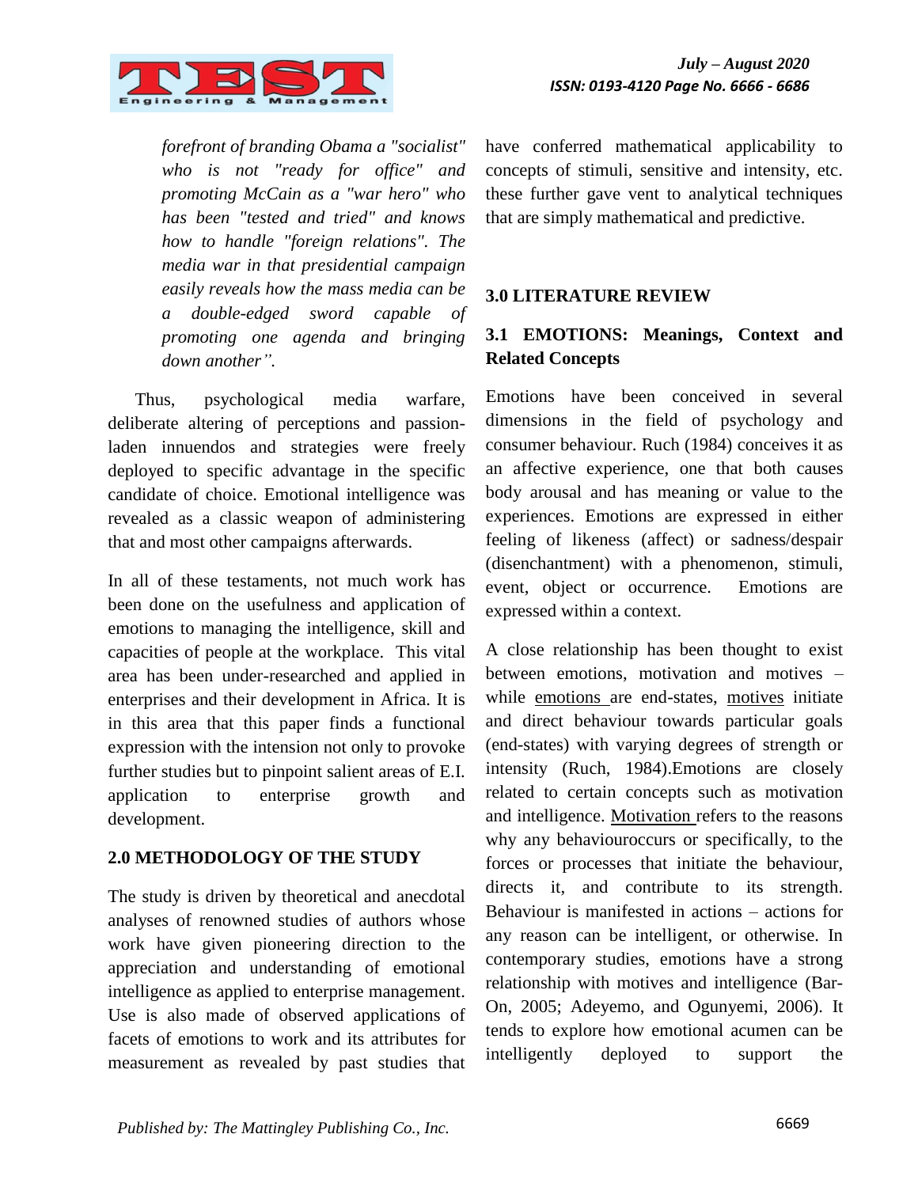*forefront of branding Obama a "socialist" who is not "ready for office" and promoting McCain as a "war hero" who has been "tested and tried" and knows how to handle "foreign relations". The media war in that presidential campaign easily reveals how the mass media can be a double-edged sword capable of promoting one agenda and bringing down another".*

Thus, psychological media warfare, deliberate altering of perceptions and passion-laden innuendos and strategies were freely deployed to specific advantage in the specific candidate of choice. Emotional intelligence was revealed as a classic weapon of administering that and most other campaigns afterwards.

In all of these testaments, not much work has been done on the usefulness and application of emotions to managing the intelligence, skill and capacities of people at the workplace. This vital area has been under-researched and applied in enterprises and their development in Africa. It is in this area that this paper finds a functional expression with the intension not only to provoke further studies but to pinpoint salient areas of E.I. application to enterprise growth and development.

## 2.0 METHODOLOGY OF THE STUDY

The study is driven by theoretical and anecdotal analyses of renowned studies of authors whose work have given pioneering direction to the appreciation and understanding of emotional intelligence as applied to enterprise management. Use is also made of observed applications of facets of emotions to work and its attributes for measurement as revealed by past studies that have conferred mathematical applicability to concepts of stimuli, sensitive and intensity, etc. these further gave vent to analytical techniques that are simply mathematical and predictive.

## 3.0 LITERATURE REVIEW

### 3.1 EMOTIONS: Meanings, Context and Related Concepts

Emotions have been conceived in several dimensions in the field of psychology and consumer behaviour. Ruch (1984) conceives it as an affective experience, one that both causes body arousal and has meaning or value to the experiences. Emotions are expressed in either feeling of likeness (affect) or sadness/despair (disenchantment) with a phenomenon, stimuli, event, object or occurrence. Emotions are expressed within a context.

A close relationship has been thought to exist between emotions, motivation and motives – while emotions are end-states, motives initiate and direct behaviour towards particular goals (end-states) with varying degrees of strength or intensity (Ruch, 1984).Emotions are closely related to certain concepts such as motivation and intelligence. Motivation refers to the reasons why any behaviouroccurs or specifically, to the forces or processes that initiate the behaviour, directs it, and contribute to its strength. Behaviour is manifested in actions – actions for any reason can be intelligent, or otherwise. In contemporary studies, emotions have a strong relationship with motives and intelligence (Bar-On, 2005; Adeyemo, and Ogunyemi, 2006). It tends to explore how emotional acumen can be intelligently deployed to support the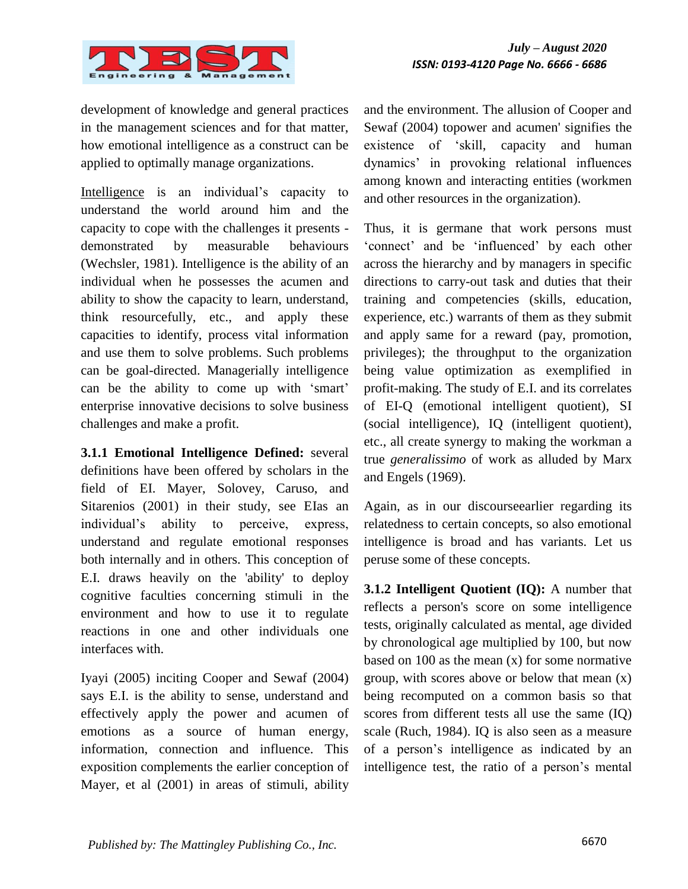development of knowledge and general practices in the management sciences and for that matter, how emotional intelligence as a construct can be applied to optimally manage organizations.

Intelligence is an individual's capacity to understand the world around him and the capacity to cope with the challenges it presents - demonstrated by measurable behaviours (Wechsler, 1981). Intelligence is the ability of an individual when he possesses the acumen and ability to show the capacity to learn, understand, think resourcefully, etc., and apply these capacities to identify, process vital information and use them to solve problems. Such problems can be goal-directed. Managerially intelligence can be the ability to come up with 'smart' enterprise innovative decisions to solve business challenges and make a profit.

**3.1.1 Emotional Intelligence Defined:** several definitions have been offered by scholars in the field of EI. Mayer, Solovey, Caruso, and Sitarenios (2001) in their study, see EIas an individual's ability to perceive, express, understand and regulate emotional responses both internally and in others. This conception of E.I. draws heavily on the 'ability' to deploy cognitive faculties concerning stimuli in the environment and how to use it to regulate reactions in one and other individuals one interfaces with.

Iyayi (2005) inciting Cooper and Sewaf (2004) says E.I. is the ability to sense, understand and effectively apply the power and acumen of emotions as a source of human energy, information, connection and influence. This exposition complements the earlier conception of Mayer, et al (2001) in areas of stimuli, ability and the environment. The allusion of Cooper and Sewaf (2004) topower and acumen' signifies the existence of 'skill, capacity and human dynamics' in provoking relational influences among known and interacting entities (workmen and other resources in the organization).

Thus, it is germane that work persons must 'connect' and be 'influenced' by each other across the hierarchy and by managers in specific directions to carry-out task and duties that their training and competencies (skills, education, experience, etc.) warrants of them as they submit and apply same for a reward (pay, promotion, privileges); the throughput to the organization being value optimization as exemplified in profit-making. The study of E.I. and its correlates of EI-Q (emotional intelligent quotient), SI (social intelligence), IQ (intelligent quotient), etc., all create synergy to making the workman a true *generalissimo* of work as alluded by Marx and Engels (1969).

Again, as in our discourseearlier regarding its relatedness to certain concepts, so also emotional intelligence is broad and has variants. Let us peruse some of these concepts.

**3.1.2 Intelligent Quotient (IQ):** A number that reflects a person's score on some intelligence tests, originally calculated as mental, age divided by chronological age multiplied by 100, but now based on 100 as the mean (x) for some normative group, with scores above or below that mean (x) being recomputed on a common basis so that scores from different tests all use the same (IQ) scale (Ruch, 1984). IQ is also seen as a measure of a person's intelligence as indicated by an intelligence test, the ratio of a person's mental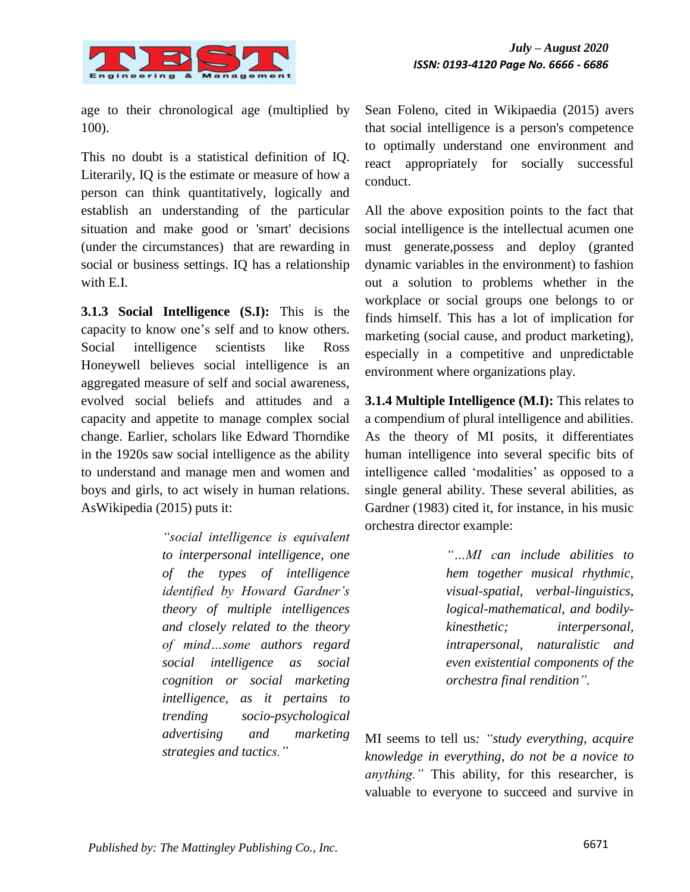age to their chronological age (multiplied by 100).

This no doubt is a statistical definition of IQ. Literarily, IQ is the estimate or measure of how a person can think quantitatively, logically and establish an understanding of the particular situation and make good or 'smart' decisions (under the circumstances) that are rewarding in social or business settings. IQ has a relationship with E.I.

**3.1.3 Social Intelligence (S.I):** This is the capacity to know one's self and to know others. Social intelligence scientists like Ross Honeywell believes social intelligence is an aggregated measure of self and social awareness, evolved social beliefs and attitudes and a capacity and appetite to manage complex social change. Earlier, scholars like Edward Thorndike in the 1920s saw social intelligence as the ability to understand and manage men and women and boys and girls, to act wisely in human relations. AsWikipedia (2015) puts it:

> *"social intelligence is equivalent to interpersonal intelligence, one of the types of intelligence identified by Howard Gardner's theory of multiple intelligences and closely related to the theory of mind…some authors regard social intelligence as social cognition or social marketing intelligence, as it pertains to trending socio-psychological advertising and marketing strategies and tactics."*

Sean Foleno, cited in Wikipaedia (2015) avers that social intelligence is a person's competence to optimally understand one environment and react appropriately for socially successful conduct.

All the above exposition points to the fact that social intelligence is the intellectual acumen one must generate,possess and deploy (granted dynamic variables in the environment) to fashion out a solution to problems whether in the workplace or social groups one belongs to or finds himself. This has a lot of implication for marketing (social cause, and product marketing), especially in a competitive and unpredictable environment where organizations play.

**3.1.4 Multiple Intelligence (M.I):** This relates to a compendium of plural intelligence and abilities. As the theory of MI posits, it differentiates human intelligence into several specific bits of intelligence called 'modalities' as opposed to a single general ability. These several abilities, as Gardner (1983) cited it, for instance, in his music orchestra director example:

> *"…MI can include abilities to hem together musical rhythmic, visual-spatial, verbal-linguistics, logical-mathematical, and bodily-kinesthetic; interpersonal, intrapersonal, naturalistic and even existential components of the orchestra final rendition".*

MI seems to tell us: *"study everything, acquire knowledge in everything, do not be a novice to anything."* This ability, for this researcher, is valuable to everyone to succeed and survive in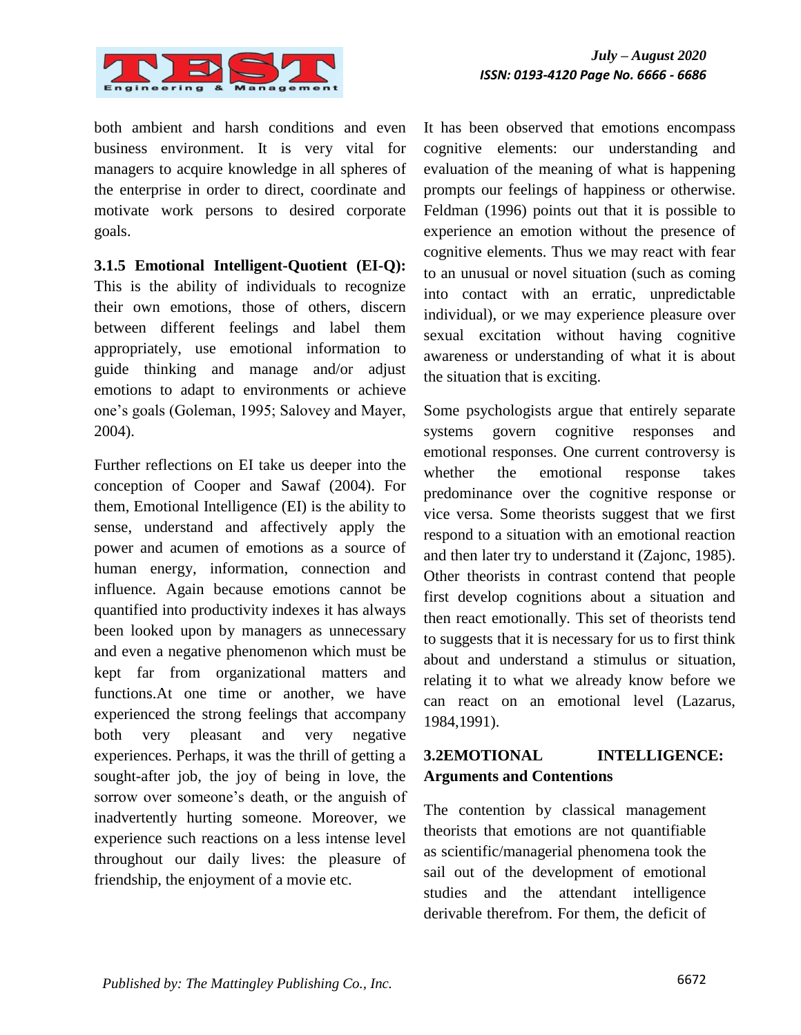both ambient and harsh conditions and even business environment. It is very vital for managers to acquire knowledge in all spheres of the enterprise in order to direct, coordinate and motivate work persons to desired corporate goals.

**3.1.5 Emotional Intelligent-Quotient (EI-Q):** This is the ability of individuals to recognize their own emotions, those of others, discern between different feelings and label them appropriately, use emotional information to guide thinking and manage and/or adjust emotions to adapt to environments or achieve one's goals (Goleman, 1995; Salovey and Mayer, 2004).

Further reflections on EI take us deeper into the conception of Cooper and Sawaf (2004). For them, Emotional Intelligence (EI) is the ability to sense, understand and affectively apply the power and acumen of emotions as a source of human energy, information, connection and influence. Again because emotions cannot be quantified into productivity indexes it has always been looked upon by managers as unnecessary and even a negative phenomenon which must be kept far from organizational matters and functions.At one time or another, we have experienced the strong feelings that accompany both very pleasant and very negative experiences. Perhaps, it was the thrill of getting a sought-after job, the joy of being in love, the sorrow over someone's death, or the anguish of inadvertently hurting someone. Moreover, we experience such reactions on a less intense level throughout our daily lives: the pleasure of friendship, the enjoyment of a movie etc.

It has been observed that emotions encompass cognitive elements: our understanding and evaluation of the meaning of what is happening prompts our feelings of happiness or otherwise. Feldman (1996) points out that it is possible to experience an emotion without the presence of cognitive elements. Thus we may react with fear to an unusual or novel situation (such as coming into contact with an erratic, unpredictable individual), or we may experience pleasure over sexual excitation without having cognitive awareness or understanding of what it is about the situation that is exciting.

Some psychologists argue that entirely separate systems govern cognitive responses and emotional responses. One current controversy is whether the emotional response takes predominance over the cognitive response or vice versa. Some theorists suggest that we first respond to a situation with an emotional reaction and then later try to understand it (Zajonc, 1985). Other theorists in contrast contend that people first develop cognitions about a situation and then react emotionally. This set of theorists tend to suggests that it is necessary for us to first think about and understand a stimulus or situation, relating it to what we already know before we can react on an emotional level (Lazarus, 1984,1991).

## 3.2EMOTIONAL INTELLIGENCE: Arguments and Contentions

The contention by classical management theorists that emotions are not quantifiable as scientific/managerial phenomena took the sail out of the development of emotional studies and the attendant intelligence derivable therefrom. For them, the deficit of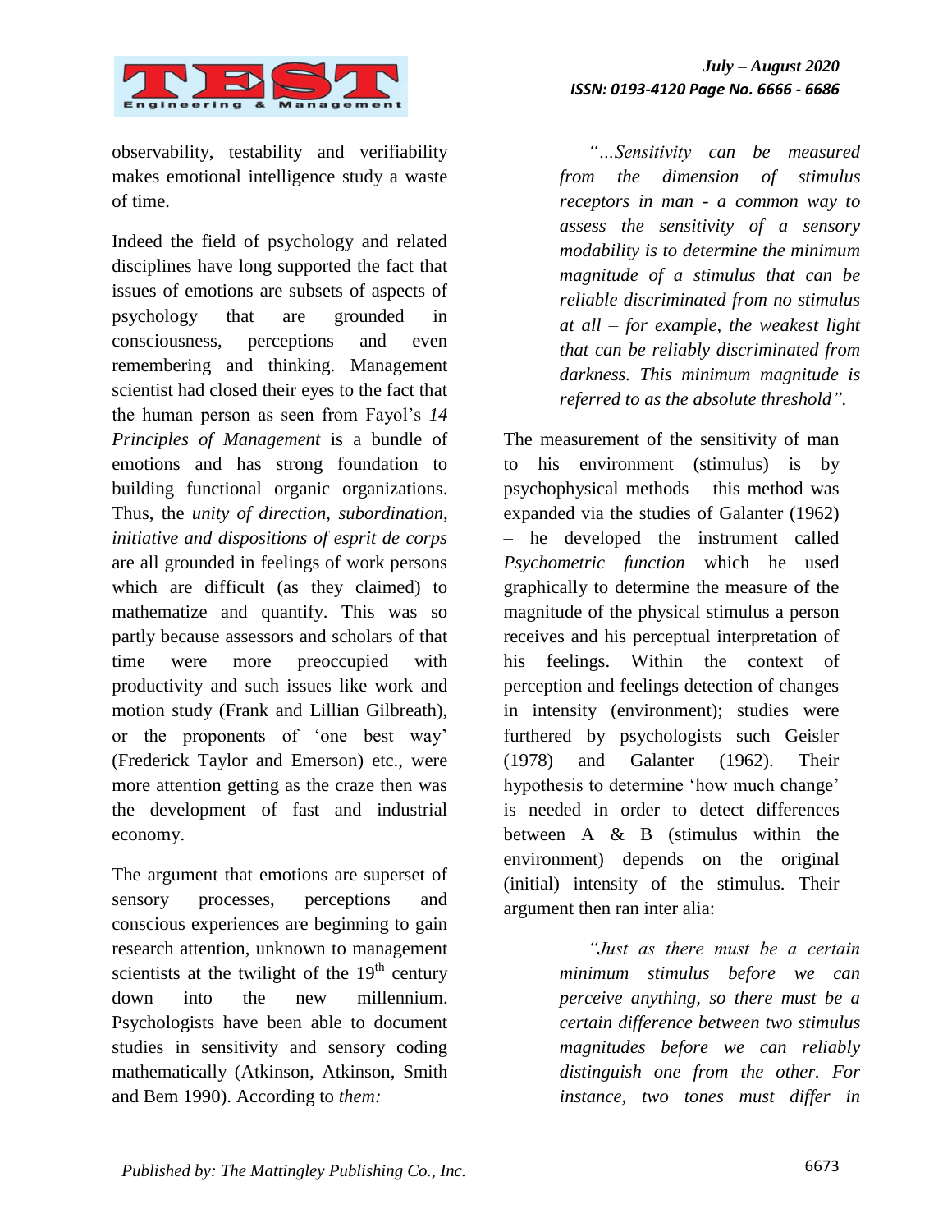observability, testability and verifiability makes emotional intelligence study a waste of time.

Indeed the field of psychology and related disciplines have long supported the fact that issues of emotions are subsets of aspects of psychology that are grounded in consciousness, perceptions and even remembering and thinking. Management scientist had closed their eyes to the fact that the human person as seen from Fayol's *14 Principles of Management* is a bundle of emotions and has strong foundation to building functional organic organizations. Thus, the *unity of direction, subordination, initiative and dispositions of esprit de corps* are all grounded in feelings of work persons which are difficult (as they claimed) to mathematize and quantify. This was so partly because assessors and scholars of that time were more preoccupied with productivity and such issues like work and motion study (Frank and Lillian Gilbreath), or the proponents of 'one best way' (Frederick Taylor and Emerson) etc., were more attention getting as the craze then was the development of fast and industrial economy.

The argument that emotions are superset of sensory processes, perceptions and conscious experiences are beginning to gain research attention, unknown to management scientists at the twilight of the $19^{th}$ century down into the new millennium. Psychologists have been able to document studies in sensitivity and sensory coding mathematically (Atkinson, Atkinson, Smith and Bem 1990). According to *them:*

> *"…Sensitivity can be measured from the dimension of stimulus receptors in man - a common way to assess the sensitivity of a sensory modability is to determine the minimum magnitude of a stimulus that can be reliable discriminated from no stimulus at all – for example, the weakest light that can be reliably discriminated from darkness. This minimum magnitude is referred to as the absolute threshold".*

The measurement of the sensitivity of man to his environment (stimulus) is by psychophysical methods – this method was expanded via the studies of Galanter (1962) – he developed the instrument called *Psychometric function* which he used graphically to determine the measure of the magnitude of the physical stimulus a person receives and his perceptual interpretation of his feelings. Within the context of perception and feelings detection of changes in intensity (environment); studies were furthered by psychologists such Geisler (1978) and Galanter (1962). Their hypothesis to determine 'how much change' is needed in order to detect differences between A & B (stimulus within the environment) depends on the original (initial) intensity of the stimulus. Their argument then ran inter alia:

> *"Just as there must be a certain minimum stimulus before we can perceive anything, so there must be a certain difference between two stimulus magnitudes before we can reliably distinguish one from the other. For instance, two tones must differ in*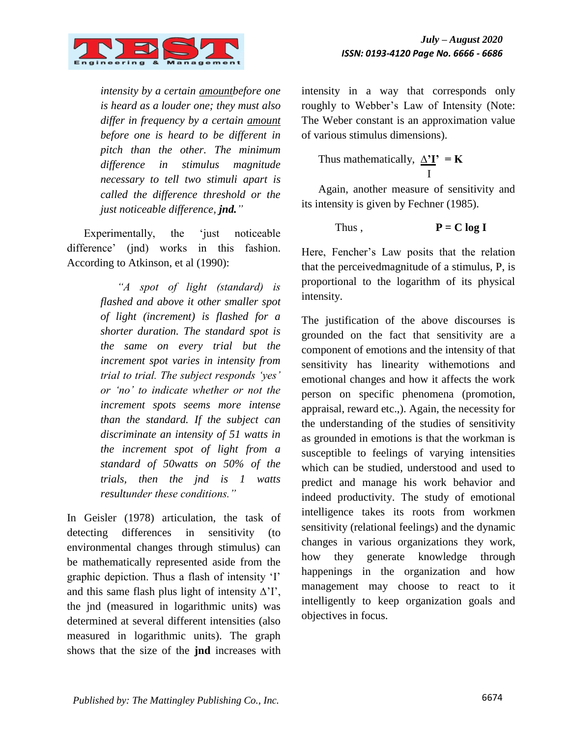*intensity by a certain amountbefore one is heard as a louder one; they must also differ in frequency by a certain amount before one is heard to be different in pitch than the other. The minimum difference in stimulus magnitude necessary to tell two stimuli apart is called the difference threshold or the just noticeable difference,* ***jnd.****"*

Experimentally, the 'just noticeable difference' (jnd) works in this fashion. According to Atkinson, et al (1990):

> *"A spot of light (standard) is flashed and above it other smaller spot of light (increment) is flashed for a shorter duration. The standard spot is the same on every trial but the increment spot varies in intensity from trial to trial. The subject responds 'yes' or 'no' to indicate whether or not the increment spots seems more intense than the standard. If the subject can discriminate an intensity of 51 watts in the increment spot of light from a standard of 50watts on 50% of the trials, then the jnd is 1 watts resultunder these conditions."*

In Geisler (1978) articulation, the task of detecting differences in sensitivity (to environmental changes through stimulus) can be mathematically represented aside from the graphic depiction. Thus a flash of intensity 'I' and this same flash plus light of intensity Δ'I', the jnd (measured in logarithmic units) was determined at several different intensities (also measured in logarithmic units). The graph shows that the size of the **jnd** increases with intensity in a way that corresponds only roughly to Webber's Law of Intensity (Note: The Weber constant is an approximation value of various stimulus dimensions).

Thus mathematically, $$\frac{\Delta' I'}{I} = K$$

Again, another measure of sensitivity and its intensity is given by Fechner (1985).

Thus , $$P = C \log I$$

Here, Fencher's Law posits that the relation that the perceivedmagnitude of a stimulus, P, is proportional to the logarithm of its physical intensity.

The justification of the above discourses is grounded on the fact that sensitivity are a component of emotions and the intensity of that sensitivity has linearity withemotions and emotional changes and how it affects the work person on specific phenomena (promotion, appraisal, reward etc.,). Again, the necessity for the understanding of the studies of sensitivity as grounded in emotions is that the workman is susceptible to feelings of varying intensities which can be studied, understood and used to predict and manage his work behavior and indeed productivity. The study of emotional intelligence takes its roots from workmen sensitivity (relational feelings) and the dynamic changes in various organizations they work, how they generate knowledge through happenings in the organization and how management may choose to react to it intelligently to keep organization goals and objectives in focus.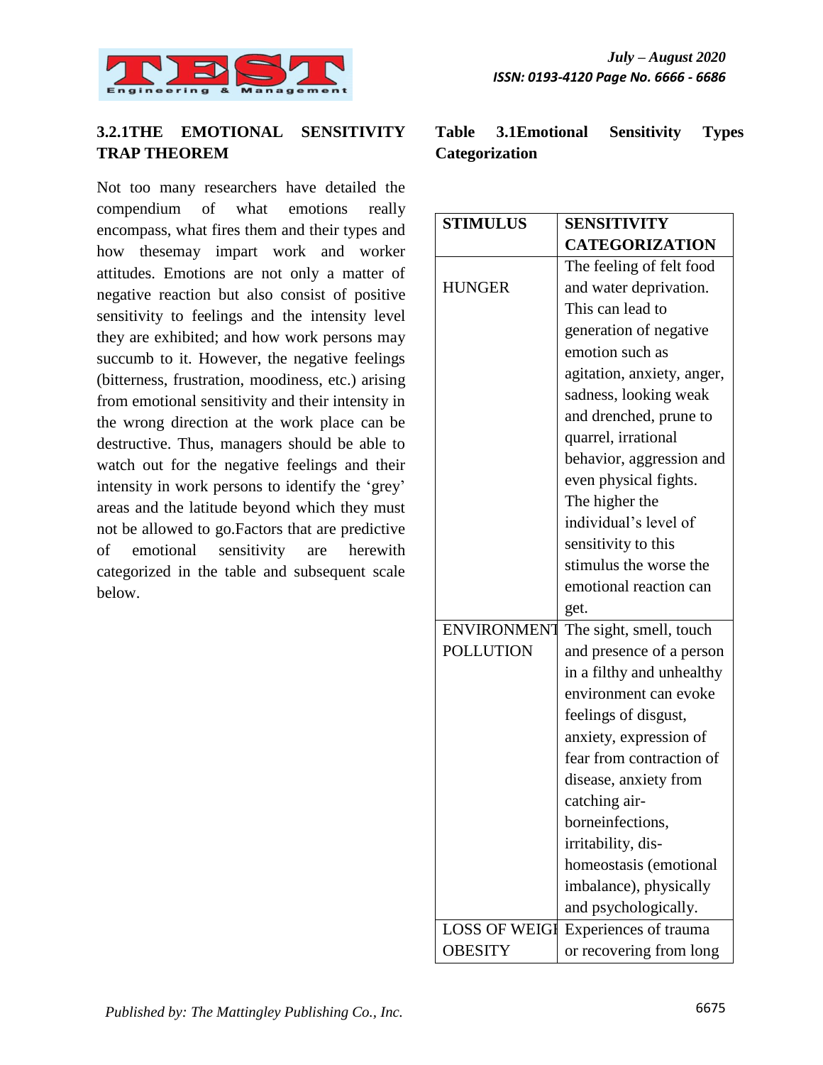### 3.2.1THE EMOTIONAL SENSITIVITY TRAP THEOREM

Not too many researchers have detailed the compendium of what emotions really encompass, what fires them and their types and how thesemay impart work and worker attitudes. Emotions are not only a matter of negative reaction but also consist of positive sensitivity to feelings and the intensity level they are exhibited; and how work persons may succumb to it. However, the negative feelings (bitterness, frustration, moodiness, etc.) arising from emotional sensitivity and their intensity in the wrong direction at the work place can be destructive. Thus, managers should be able to watch out for the negative feelings and their intensity in work persons to identify the 'grey' areas and the latitude beyond which they must not be allowed to go.Factors that are predictive of emotional sensitivity are herewith categorized in the table and subsequent scale below.

**Table 3.1Emotional Sensitivity Types Categorization**

| STIMULUS | SENSITIVITY CATEGORIZATION |
|---|---|
| HUNGER | The feeling of felt food and water deprivation. This can lead to generation of negative emotion such as agitation, anxiety, anger, sadness, looking weak and drenched, prune to quarrel, irrational behavior, aggression and even physical fights. The higher the individual's level of sensitivity to this stimulus the worse the emotional reaction can get. |
| ENVIRONMENT POLLUTION | The sight, smell, touch and presence of a person in a filthy and unhealthy environment can evoke feelings of disgust, anxiety, expression of fear from contraction of disease, anxiety from catching air-borneinfections, irritability, dis-homeostasis (emotional imbalance), physically and psychologically. |
| LOSS OF WEIGHT OBESITY | Experiences of trauma or recovering from long |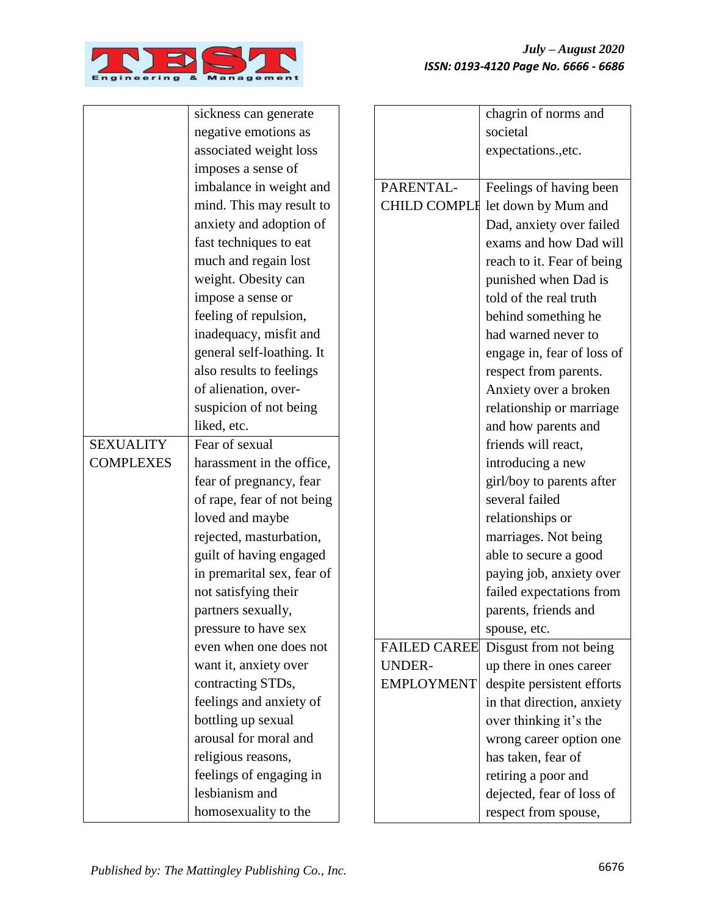| | |
|---|---|
| | sickness can generate negative emotions as associated weight loss imposes a sense of imbalance in weight and mind. This may result to anxiety and adoption of fast techniques to eat much and regain lost weight. Obesity can impose a sense or feeling of repulsion, inadequacy, misfit and general self-loathing. It also results to feelings of alienation, over-suspicion of not being liked, etc. |
| SEXUALITY COMPLEXES | Fear of sexual harassment in the office, fear of pregnancy, fear of rape, fear of not being loved and maybe rejected, masturbation, guilt of having engaged in premarital sex, fear of not satisfying their partners sexually, pressure to have sex even when one does not want it, anxiety over contracting STDs, feelings and anxiety of bottling up sexual arousal for moral and religious reasons, feelings of engaging in lesbianism and homosexuality to the chagrin of norms and societal expectations.,etc. |
| PARENTAL-CHILD COMPLE | Feelings of having been let down by Mum and Dad, anxiety over failed exams and how Dad will reach to it. Fear of being punished when Dad is told of the real truth behind something he had warned never to engage in, fear of loss of respect from parents. Anxiety over a broken relationship or marriage and how parents and friends will react, introducing a new girl/boy to parents after several failed relationships or marriages. Not being able to secure a good paying job, anxiety over failed expectations from parents, friends and spouse, etc. |
| FAILED CAREE UNDER-EMPLOYMENT | Disgust from not being up there in ones career despite persistent efforts in that direction, anxiety over thinking it's the wrong career option one has taken, fear of retiring a poor and dejected, fear of loss of respect from spouse, |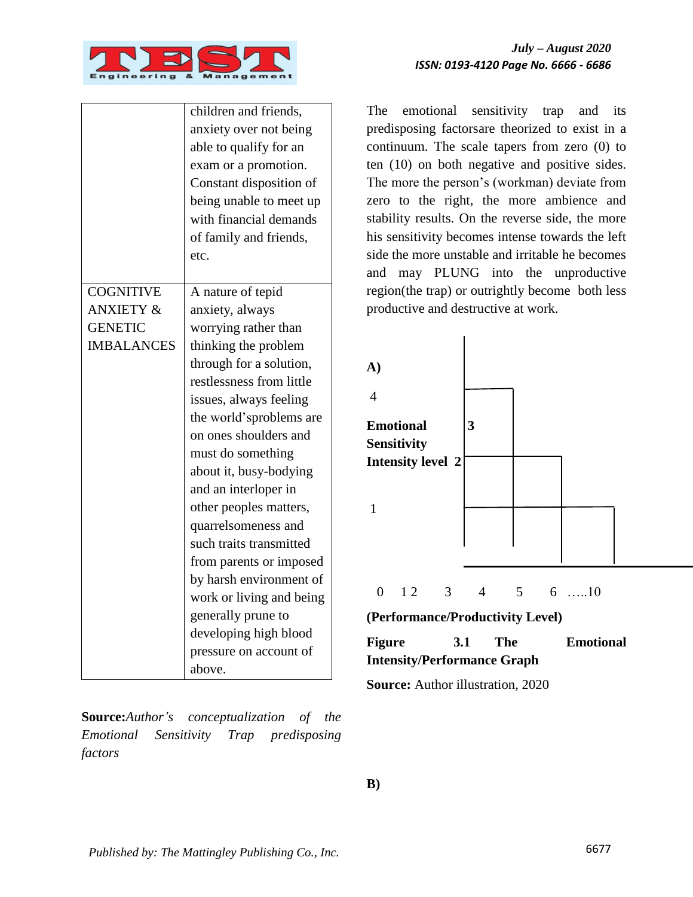| | |
|---|---|
| | children and friends, anxiety over not being able to qualify for an exam or a promotion. Constant disposition of being unable to meet up with financial demands of family and friends, etc. |
| COGNITIVE ANXIETY & GENETIC IMBALANCES | A nature of tepid anxiety, always worrying rather than thinking the problem through for a solution, restlessness from little issues, always feeling the world'sproblems are on ones shoulders and must do something about it, busy-bodying and an interloper in other peoples matters, quarrelsomeness and such traits transmitted from parents or imposed by harsh environment of work or living and being generally prune to developing high blood pressure on account of above. |

**Source:** *Author's conceptualization of the Emotional Sensitivity Trap predisposing factors*

The emotional sensitivity trap and its predisposing factorsare theorized to exist in a continuum. The scale tapers from zero (0) to ten (10) on both negative and positive sides. The more the person's (workman) deviate from zero to the right, the more ambience and stability results. On the reverse side, the more his sensitivity becomes intense towards the left side the more unstable and irritable he becomes and may PLUNG into the unproductive region(the trap) or outrightly become both less productive and destructive at work.

**A)**

4

**Emotional Sensitivity Intensity level** **2** **3**

1

0 1 2 3 4 5 6 …..10

**(Performance/Productivity Level)**

**Figure 3.1 The Emotional Intensity/Performance Graph**

**Source:** Author illustration, 2020

**B)**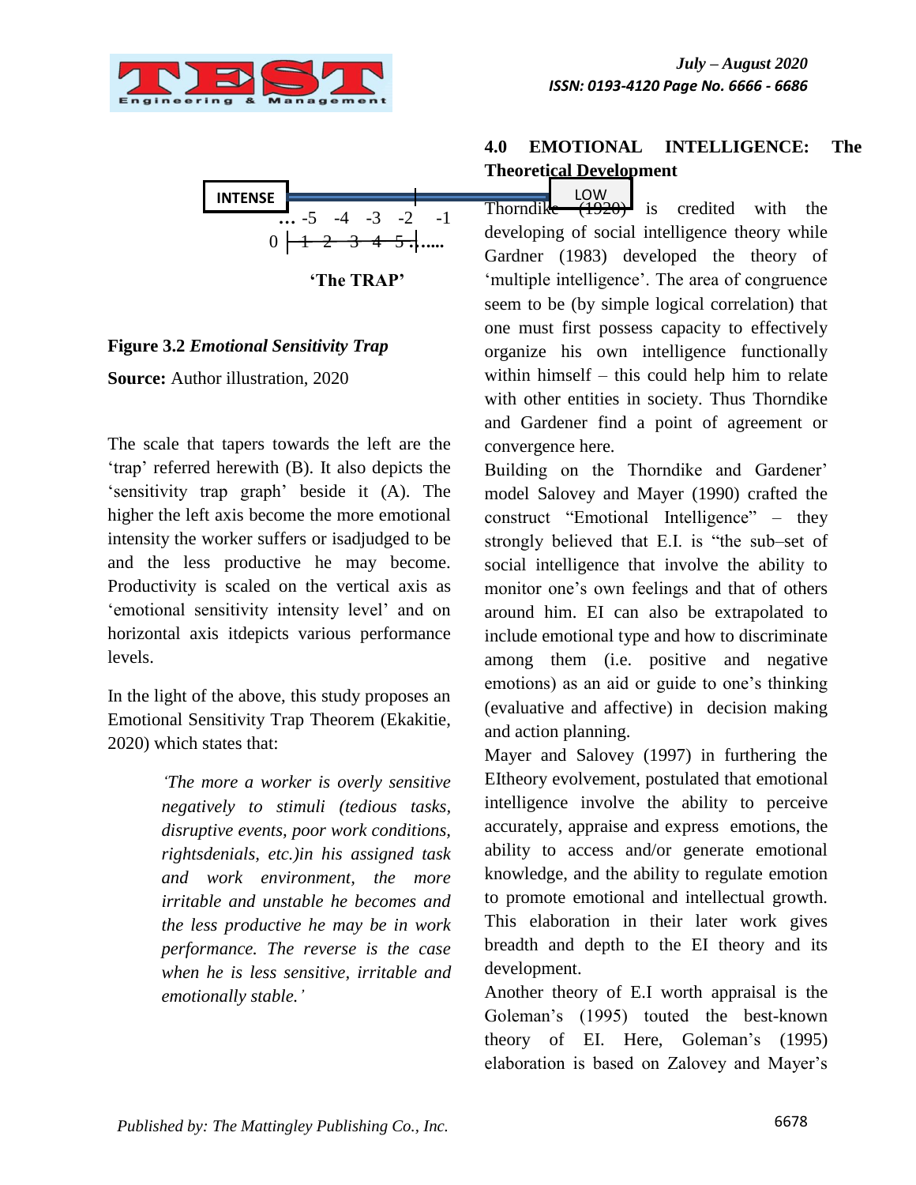INTENSE

… -5 -4 -3 -2 -1

0 1 2 3 4 5 .…..

LOW

**'The TRAP'**

**Figure 3.2** *Emotional Sensitivity Trap*

**Source:** Author illustration, 2020

The scale that tapers towards the left are the 'trap' referred herewith (B). It also depicts the 'sensitivity trap graph' beside it (A). The higher the left axis become the more emotional intensity the worker suffers or isadjudged to be and the less productive he may become. Productivity is scaled on the vertical axis as 'emotional sensitivity intensity level' and on horizontal axis itdepicts various performance levels.

In the light of the above, this study proposes an Emotional Sensitivity Trap Theorem (Ekakitie, 2020) which states that:

> *'The more a worker is overly sensitive negatively to stimuli (tedious tasks, disruptive events, poor work conditions, rightsdenials, etc.)in his assigned task and work environment, the more irritable and unstable he becomes and the less productive he may be in work performance. The reverse is the case when he is less sensitive, irritable and emotionally stable.'*

## 4.0 EMOTIONAL INTELLIGENCE: The Theoretical Development

Thorndike (1920) is credited with the developing of social intelligence theory while Gardner (1983) developed the theory of 'multiple intelligence'. The area of congruence seem to be (by simple logical correlation) that one must first possess capacity to effectively organize his own intelligence functionally within himself – this could help him to relate with other entities in society. Thus Thorndike and Gardener find a point of agreement or convergence here.

Building on the Thorndike and Gardener' model Salovey and Mayer (1990) crafted the construct "Emotional Intelligence" – they strongly believed that E.I. is "the sub–set of social intelligence that involve the ability to monitor one's own feelings and that of others around him. EI can also be extrapolated to include emotional type and how to discriminate among them (i.e. positive and negative emotions) as an aid or guide to one's thinking (evaluative and affective) in decision making and action planning.

Mayer and Salovey (1997) in furthering the EItheory evolvement, postulated that emotional intelligence involve the ability to perceive accurately, appraise and express emotions, the ability to access and/or generate emotional knowledge, and the ability to regulate emotion to promote emotional and intellectual growth. This elaboration in their later work gives breadth and depth to the EI theory and its development.

Another theory of E.I worth appraisal is the Goleman's (1995) touted the best-known theory of EI. Here, Goleman's (1995) elaboration is based on Zalovey and Mayer's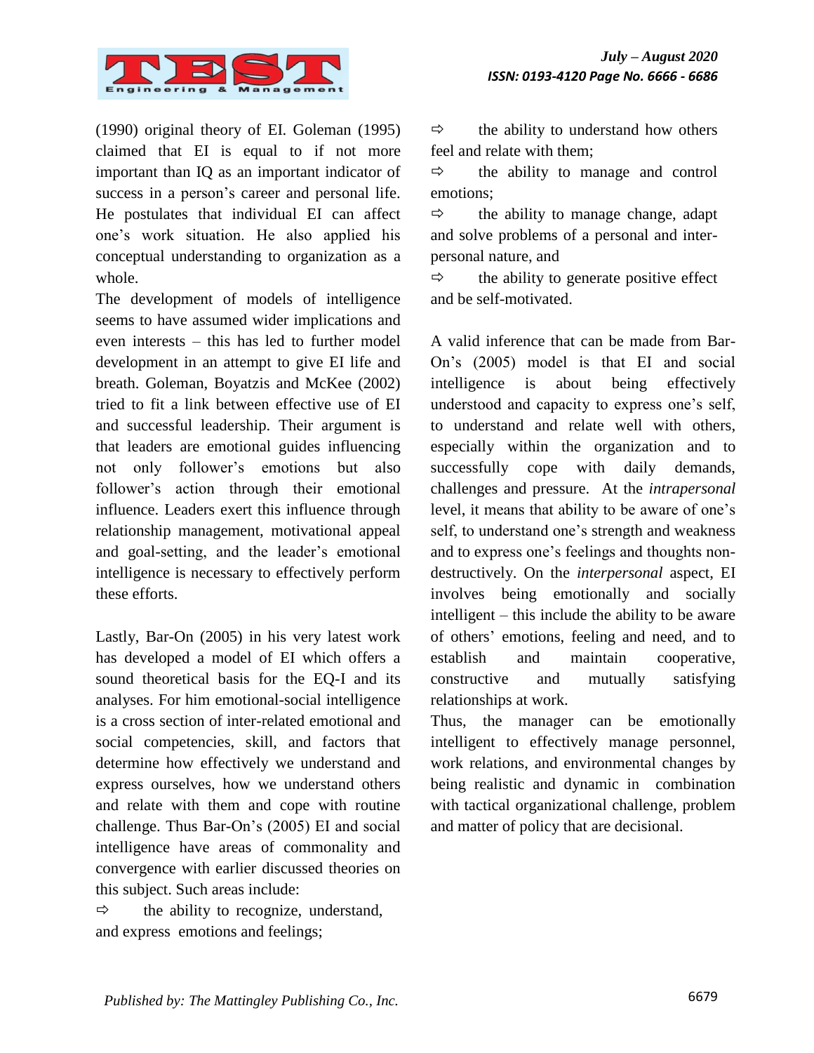(1990) original theory of EI. Goleman (1995) claimed that EI is equal to if not more important than IQ as an important indicator of success in a person's career and personal life. He postulates that individual EI can affect one's work situation. He also applied his conceptual understanding to organization as a whole.

The development of models of intelligence seems to have assumed wider implications and even interests – this has led to further model development in an attempt to give EI life and breath. Goleman, Boyatzis and McKee (2002) tried to fit a link between effective use of EI and successful leadership. Their argument is that leaders are emotional guides influencing not only follower's emotions but also follower's action through their emotional influence. Leaders exert this influence through relationship management, motivational appeal and goal-setting, and the leader's emotional intelligence is necessary to effectively perform these efforts.

Lastly, Bar-On (2005) in his very latest work has developed a model of EI which offers a sound theoretical basis for the EQ-I and its analyses. For him emotional-social intelligence is a cross section of inter-related emotional and social competencies, skill, and factors that determine how effectively we understand and express ourselves, how we understand others and relate with them and cope with routine challenge. Thus Bar-On's (2005) EI and social intelligence have areas of commonality and convergence with earlier discussed theories on this subject. Such areas include:

⇨ the ability to recognize, understand, and express emotions and feelings;

⇨ the ability to understand how others feel and relate with them;

⇨ the ability to manage and control emotions;

⇨ the ability to manage change, adapt and solve problems of a personal and inter-personal nature, and

⇨ the ability to generate positive effect and be self-motivated.

A valid inference that can be made from Bar-On's (2005) model is that EI and social intelligence is about being effectively understood and capacity to express one's self, to understand and relate well with others, especially within the organization and to successfully cope with daily demands, challenges and pressure. At the *intrapersonal* level, it means that ability to be aware of one's self, to understand one's strength and weakness and to express one's feelings and thoughts non-destructively. On the *interpersonal* aspect, EI involves being emotionally and socially intelligent – this include the ability to be aware of others' emotions, feeling and need, and to establish and maintain cooperative, constructive and mutually satisfying relationships at work.

Thus, the manager can be emotionally intelligent to effectively manage personnel, work relations, and environmental changes by being realistic and dynamic in combination with tactical organizational challenge, problem and matter of policy that are decisional.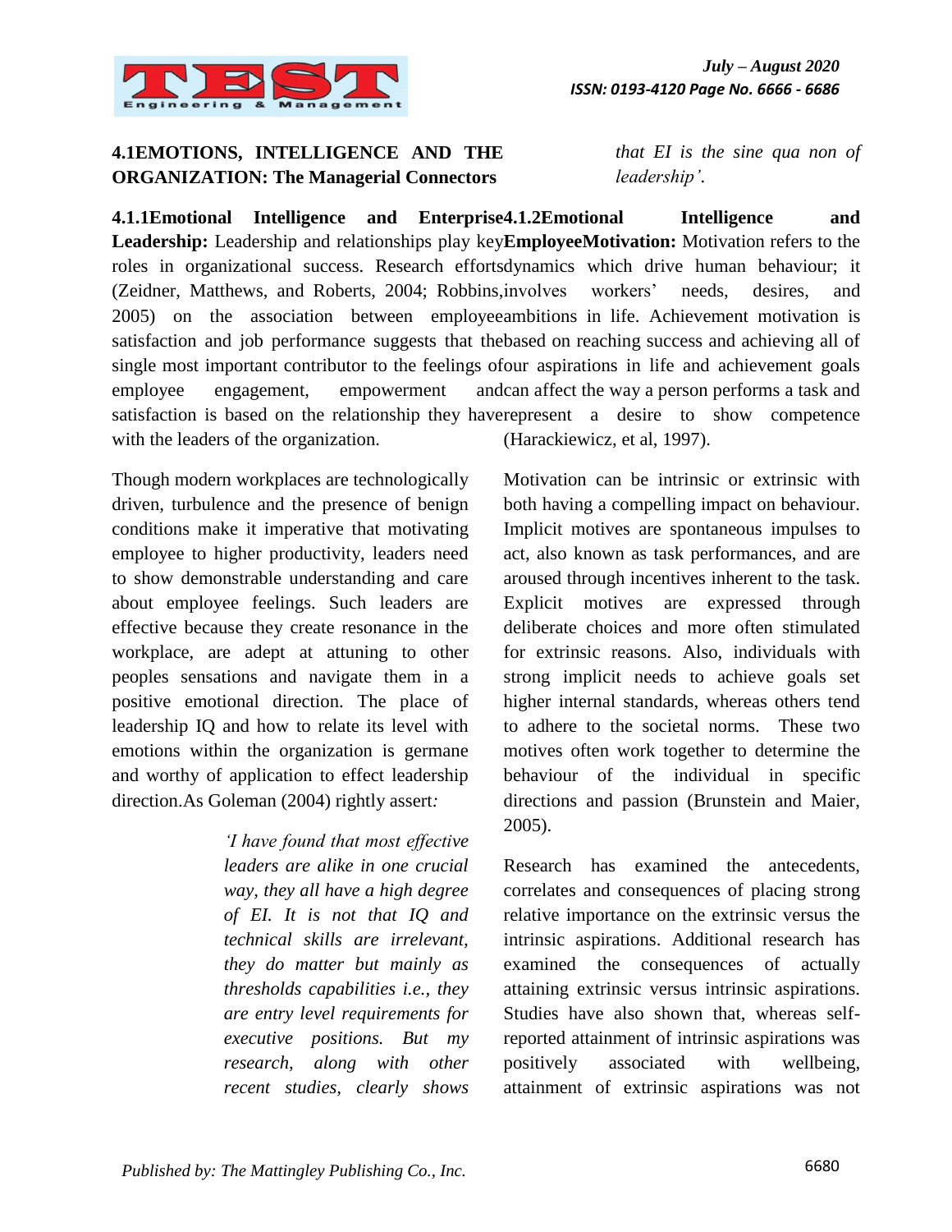## 4.1 EMOTIONS, INTELLIGENCE AND THE ORGANIZATION: The Managerial Connectors

### 4.1.1 Emotional Intelligence and Enterprise Leadership:

Leadership and relationships play key roles in organizational success. Research efforts (Zeidner, Matthews, and Roberts, 2004; Robbins, 2005) on the association between employee satisfaction and job performance suggests that the single most important contributor to the feelings of employee engagement, empowerment and satisfaction is based on the relationship they have with the leaders of the organization.

Though modern workplaces are technologically driven, turbulence and the presence of benign conditions make it imperative that motivating employee to higher productivity, leaders need to show demonstrable understanding and care about employee feelings. Such leaders are effective because they create resonance in the workplace, are adept at attuning to other peoples sensations and navigate them in a positive emotional direction. The place of leadership IQ and how to relate its level with emotions within the organization is germane and worthy of application to effect leadership direction. As Goleman (2004) rightly assert:

> *'I have found that most effective leaders are alike in one crucial way, they all have a high degree of EI. It is not that IQ and technical skills are irrelevant, they do matter but mainly as thresholds capabilities i.e., they are entry level requirements for executive positions. But my research, along with other recent studies, clearly shows that EI is the sine qua non of leadership'.*

### 4.1.2 Emotional Intelligence and Employee Motivation:

Motivation refers to the dynamics which drive human behaviour; it involves workers' needs, desires, and ambitions in life. Achievement motivation is based on reaching success and achieving all of our aspirations in life and achievement goals can affect the way a person performs a task and represent a desire to show competence (Harackiewicz, et al, 1997).

Motivation can be intrinsic or extrinsic with both having a compelling impact on behaviour. Implicit motives are spontaneous impulses to act, also known as task performances, and are aroused through incentives inherent to the task. Explicit motives are expressed through deliberate choices and more often stimulated for extrinsic reasons. Also, individuals with strong implicit needs to achieve goals set higher internal standards, whereas others tend to adhere to the societal norms. These two motives often work together to determine the behaviour of the individual in specific directions and passion (Brunstein and Maier, 2005).

Research has examined the antecedents, correlates and consequences of placing strong relative importance on the extrinsic versus the intrinsic aspirations. Additional research has examined the consequences of actually attaining extrinsic versus intrinsic aspirations. Studies have also shown that, whereas self-reported attainment of intrinsic aspirations was positively associated with wellbeing, attainment of extrinsic aspirations was not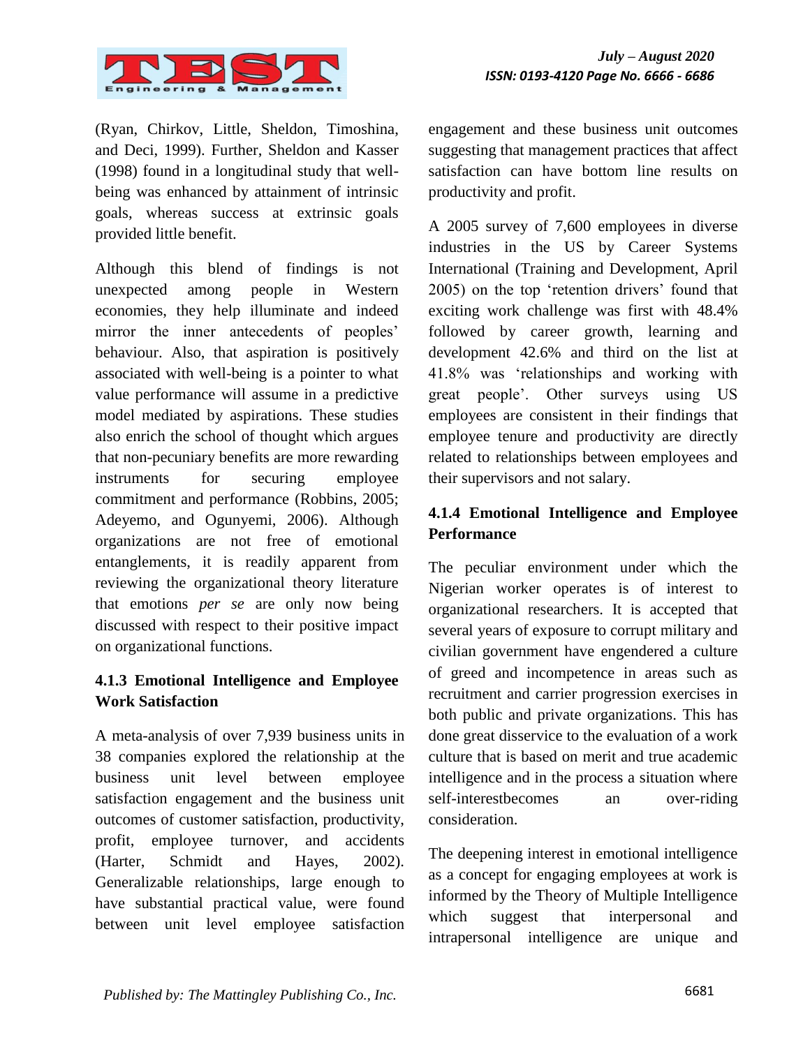(Ryan, Chirkov, Little, Sheldon, Timoshina, and Deci, 1999). Further, Sheldon and Kasser (1998) found in a longitudinal study that well-being was enhanced by attainment of intrinsic goals, whereas success at extrinsic goals provided little benefit.

Although this blend of findings is not unexpected among people in Western economies, they help illuminate and indeed mirror the inner antecedents of peoples' behaviour. Also, that aspiration is positively associated with well-being is a pointer to what value performance will assume in a predictive model mediated by aspirations. These studies also enrich the school of thought which argues that non-pecuniary benefits are more rewarding instruments for securing employee commitment and performance (Robbins, 2005; Adeyemo, and Ogunyemi, 2006). Although organizations are not free of emotional entanglements, it is readily apparent from reviewing the organizational theory literature that emotions *per se* are only now being discussed with respect to their positive impact on organizational functions.

### 4.1.3 Emotional Intelligence and Employee Work Satisfaction

A meta-analysis of over 7,939 business units in 38 companies explored the relationship at the business unit level between employee satisfaction engagement and the business unit outcomes of customer satisfaction, productivity, profit, employee turnover, and accidents (Harter, Schmidt and Hayes, 2002). Generalizable relationships, large enough to have substantial practical value, were found between unit level employee satisfaction engagement and these business unit outcomes suggesting that management practices that affect satisfaction can have bottom line results on productivity and profit.

A 2005 survey of 7,600 employees in diverse industries in the US by Career Systems International (Training and Development, April 2005) on the top 'retention drivers' found that exciting work challenge was first with 48.4% followed by career growth, learning and development 42.6% and third on the list at 41.8% was 'relationships and working with great people'. Other surveys using US employees are consistent in their findings that employee tenure and productivity are directly related to relationships between employees and their supervisors and not salary.

### 4.1.4 Emotional Intelligence and Employee Performance

The peculiar environment under which the Nigerian worker operates is of interest to organizational researchers. It is accepted that several years of exposure to corrupt military and civilian government have engendered a culture of greed and incompetence in areas such as recruitment and carrier progression exercises in both public and private organizations. This has done great disservice to the evaluation of a work culture that is based on merit and true academic intelligence and in the process a situation where self-interestbecomes an over-riding consideration.

The deepening interest in emotional intelligence as a concept for engaging employees at work is informed by the Theory of Multiple Intelligence which suggest that interpersonal and intrapersonal intelligence are unique and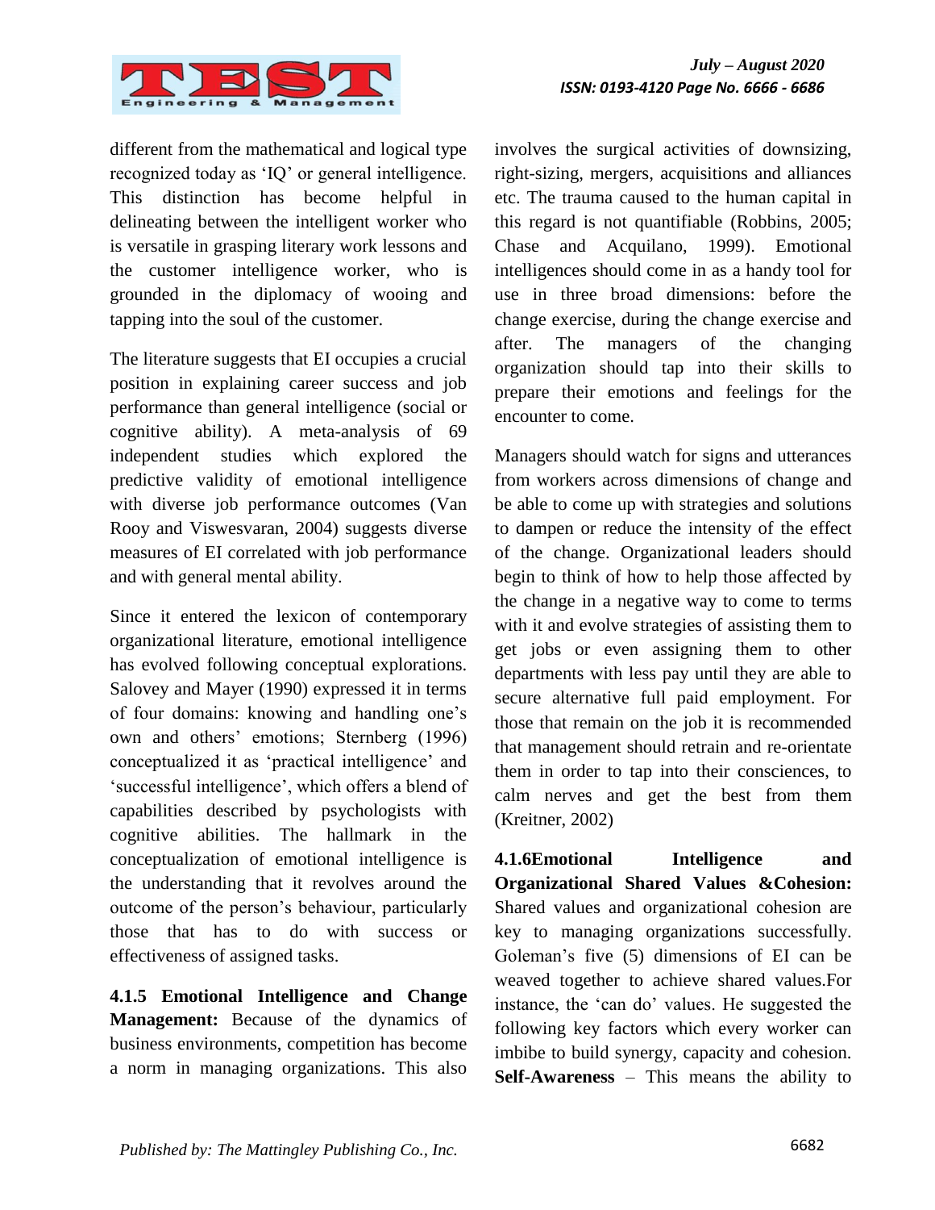different from the mathematical and logical type recognized today as 'IQ' or general intelligence. This distinction has become helpful in delineating between the intelligent worker who is versatile in grasping literary work lessons and the customer intelligence worker, who is grounded in the diplomacy of wooing and tapping into the soul of the customer.

The literature suggests that EI occupies a crucial position in explaining career success and job performance than general intelligence (social or cognitive ability). A meta-analysis of 69 independent studies which explored the predictive validity of emotional intelligence with diverse job performance outcomes (Van Rooy and Viswesvaran, 2004) suggests diverse measures of EI correlated with job performance and with general mental ability.

Since it entered the lexicon of contemporary organizational literature, emotional intelligence has evolved following conceptual explorations. Salovey and Mayer (1990) expressed it in terms of four domains: knowing and handling one's own and others' emotions; Sternberg (1996) conceptualized it as 'practical intelligence' and 'successful intelligence', which offers a blend of capabilities described by psychologists with cognitive abilities. The hallmark in the conceptualization of emotional intelligence is the understanding that it revolves around the outcome of the person's behaviour, particularly those that has to do with success or effectiveness of assigned tasks.

**4.1.5 Emotional Intelligence and Change Management:** Because of the dynamics of business environments, competition has become a norm in managing organizations. This also involves the surgical activities of downsizing, right-sizing, mergers, acquisitions and alliances etc. The trauma caused to the human capital in this regard is not quantifiable (Robbins, 2005; Chase and Acquilano, 1999). Emotional intelligences should come in as a handy tool for use in three broad dimensions: before the change exercise, during the change exercise and after. The managers of the changing organization should tap into their skills to prepare their emotions and feelings for the encounter to come.

Managers should watch for signs and utterances from workers across dimensions of change and be able to come up with strategies and solutions to dampen or reduce the intensity of the effect of the change. Organizational leaders should begin to think of how to help those affected by the change in a negative way to come to terms with it and evolve strategies of assisting them to get jobs or even assigning them to other departments with less pay until they are able to secure alternative full paid employment. For those that remain on the job it is recommended that management should retrain and re-orientate them in order to tap into their consciences, to calm nerves and get the best from them (Kreitner, 2002)

**4.1.6Emotional Intelligence and Organizational Shared Values &Cohesion:** Shared values and organizational cohesion are key to managing organizations successfully. Goleman's five (5) dimensions of EI can be weaved together to achieve shared values.For instance, the 'can do' values. He suggested the following key factors which every worker can imbibe to build synergy, capacity and cohesion. **Self-Awareness** – This means the ability to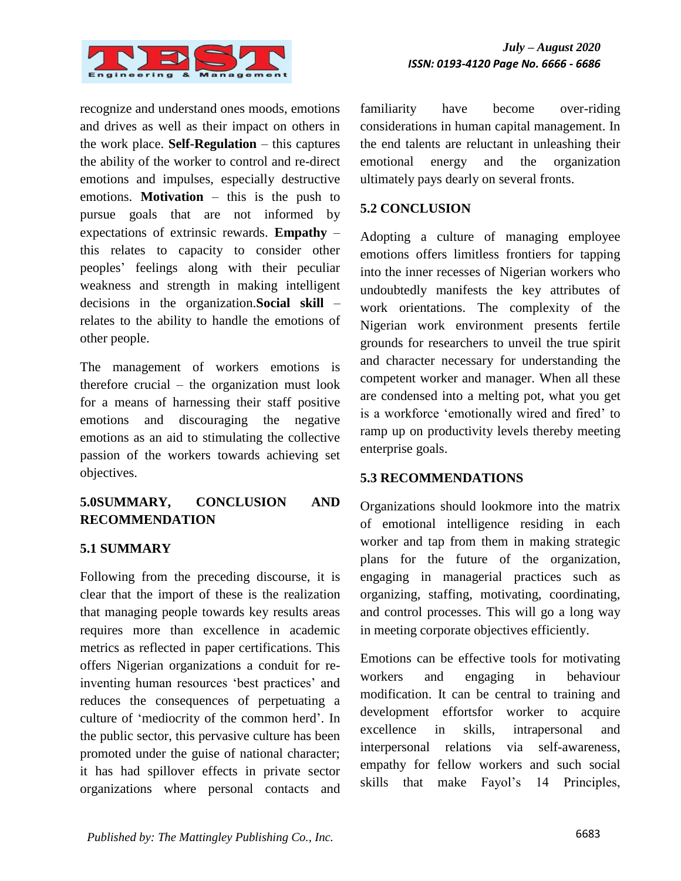recognize and understand ones moods, emotions and drives as well as their impact on others in the work place. **Self-Regulation** – this captures the ability of the worker to control and re-direct emotions and impulses, especially destructive emotions. **Motivation** – this is the push to pursue goals that are not informed by expectations of extrinsic rewards. **Empathy** – this relates to capacity to consider other peoples' feelings along with their peculiar weakness and strength in making intelligent decisions in the organization.**Social skill** – relates to the ability to handle the emotions of other people.

The management of workers emotions is therefore crucial – the organization must look for a means of harnessing their staff positive emotions and discouraging the negative emotions as an aid to stimulating the collective passion of the workers towards achieving set objectives.

## 5.0SUMMARY, CONCLUSION AND RECOMMENDATION

### 5.1 SUMMARY

Following from the preceding discourse, it is clear that the import of these is the realization that managing people towards key results areas requires more than excellence in academic metrics as reflected in paper certifications. This offers Nigerian organizations a conduit for re-inventing human resources 'best practices' and reduces the consequences of perpetuating a culture of 'mediocrity of the common herd'. In the public sector, this pervasive culture has been promoted under the guise of national character; it has had spillover effects in private sector organizations where personal contacts and familiarity have become over-riding considerations in human capital management. In the end talents are reluctant in unleashing their emotional energy and the organization ultimately pays dearly on several fronts.

### 5.2 CONCLUSION

Adopting a culture of managing employee emotions offers limitless frontiers for tapping into the inner recesses of Nigerian workers who undoubtedly manifests the key attributes of work orientations. The complexity of the Nigerian work environment presents fertile grounds for researchers to unveil the true spirit and character necessary for understanding the competent worker and manager. When all these are condensed into a melting pot, what you get is a workforce 'emotionally wired and fired' to ramp up on productivity levels thereby meeting enterprise goals.

### 5.3 RECOMMENDATIONS

Organizations should lookmore into the matrix of emotional intelligence residing in each worker and tap from them in making strategic plans for the future of the organization, engaging in managerial practices such as organizing, staffing, motivating, coordinating, and control processes. This will go a long way in meeting corporate objectives efficiently.

Emotions can be effective tools for motivating workers and engaging in behaviour modification. It can be central to training and development effortsfor worker to acquire excellence in skills, intrapersonal and interpersonal relations via self-awareness, empathy for fellow workers and such social skills that make Fayol's 14 Principles,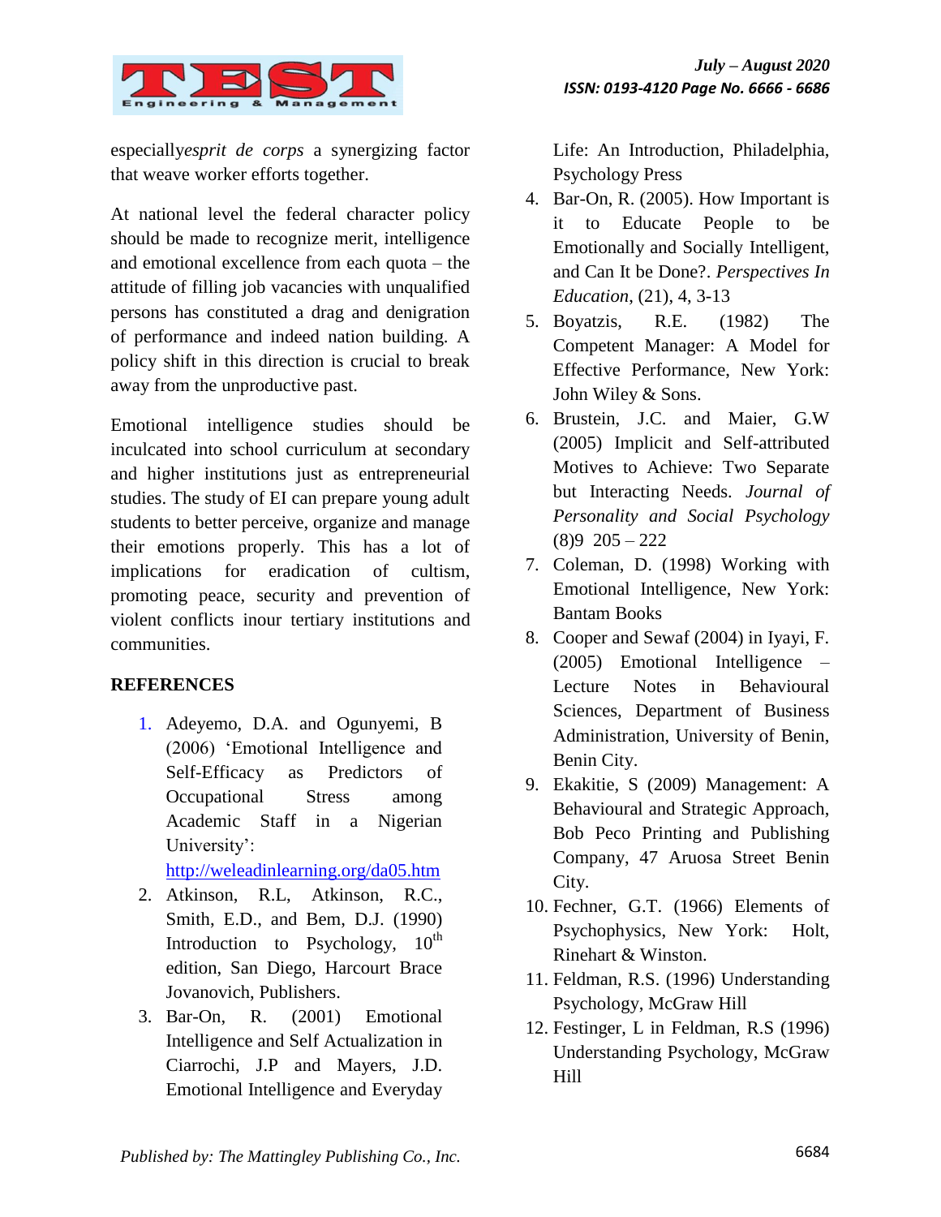especially*esprit de corps* a synergizing factor that weave worker efforts together.

At national level the federal character policy should be made to recognize merit, intelligence and emotional excellence from each quota – the attitude of filling job vacancies with unqualified persons has constituted a drag and denigration of performance and indeed nation building. A policy shift in this direction is crucial to break away from the unproductive past.

Emotional intelligence studies should be inculcated into school curriculum at secondary and higher institutions just as entrepreneurial studies. The study of EI can prepare young adult students to better perceive, organize and manage their emotions properly. This has a lot of implications for eradication of cultism, promoting peace, security and prevention of violent conflicts inour tertiary institutions and communities.

**REFERENCES**

1. Adeyemo, D.A. and Ogunyemi, B (2006) 'Emotional Intelligence and Self-Efficacy as Predictors of Occupational Stress among Academic Staff in a Nigerian University': http://weleadinlearning.org/da05.htm
2. Atkinson, R.L, Atkinson, R.C., Smith, E.D., and Bem, D.J. (1990) Introduction to Psychology, 10th edition, San Diego, Harcourt Brace Jovanovich, Publishers.
3. Bar-On, R. (2001) Emotional Intelligence and Self Actualization in Ciarrochi, J.P and Mayers, J.D. Emotional Intelligence and Everyday Life: An Introduction, Philadelphia, Psychology Press
4. Bar-On, R. (2005). How Important is it to Educate People to be Emotionally and Socially Intelligent, and Can It be Done?. *Perspectives In Education*, (21), 4, 3-13
5. Boyatzis, R.E. (1982) The Competent Manager: A Model for Effective Performance, New York: John Wiley & Sons.
6. Brustein, J.C. and Maier, G.W (2005) Implicit and Self-attributed Motives to Achieve: Two Separate but Interacting Needs. *Journal of Personality and Social Psychology* (8)9 205 – 222
7. Coleman, D. (1998) Working with Emotional Intelligence, New York: Bantam Books
8. Cooper and Sewaf (2004) in Iyayi, F. (2005) Emotional Intelligence – Lecture Notes in Behavioural Sciences, Department of Business Administration, University of Benin, Benin City.
9. Ekakitie, S (2009) Management: A Behavioural and Strategic Approach, Bob Peco Printing and Publishing Company, 47 Aruosa Street Benin City.
10. Fechner, G.T. (1966) Elements of Psychophysics, New York: Holt, Rinehart & Winston.
11. Feldman, R.S. (1996) Understanding Psychology, McGraw Hill
12. Festinger, L in Feldman, R.S (1996) Understanding Psychology, McGraw Hill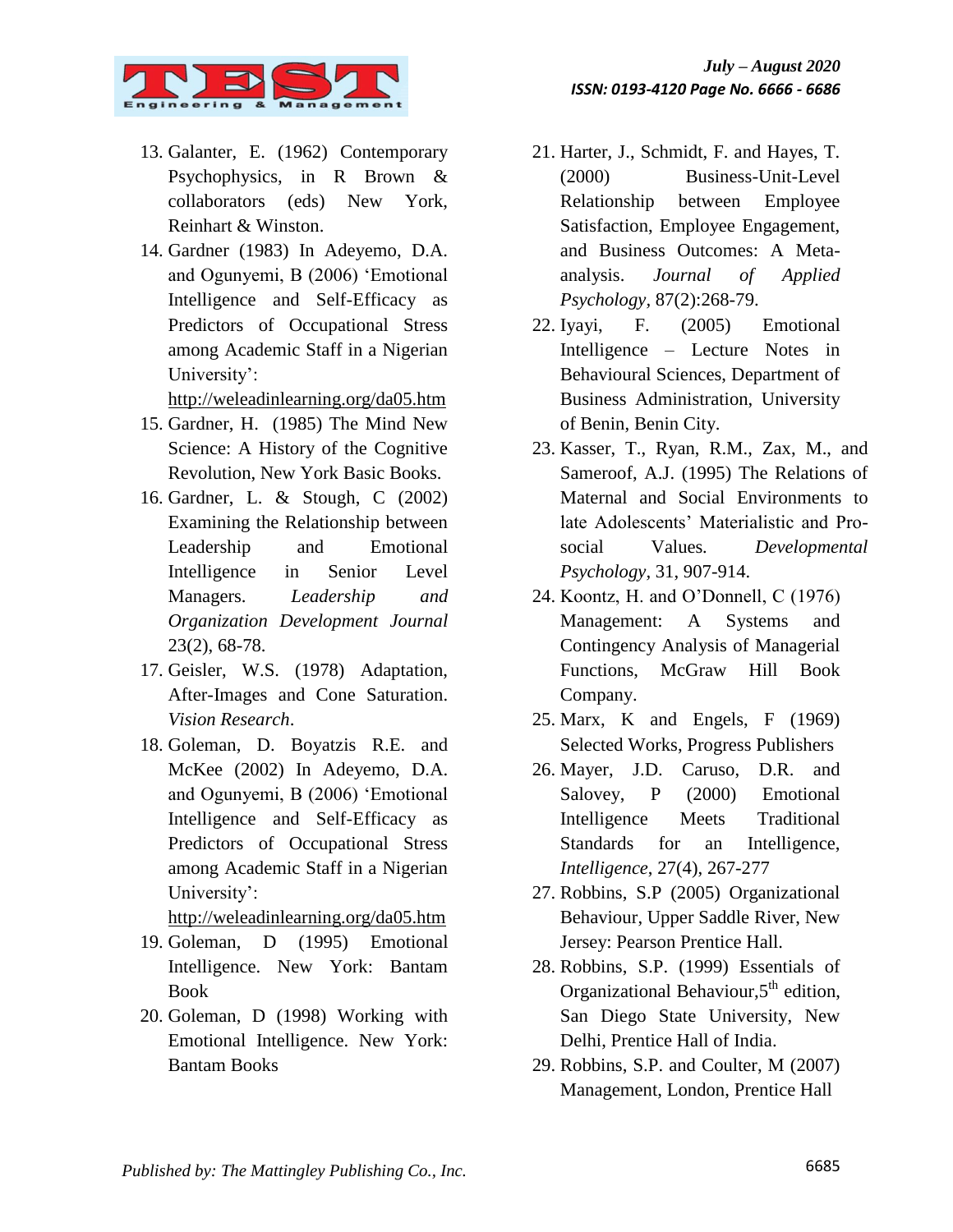13. Galanter, E. (1962) Contemporary Psychophysics, in R Brown & collaborators (eds) New York, Reinhart & Winston.
14. Gardner (1983) In Adeyemo, D.A. and Ogunyemi, B (2006) 'Emotional Intelligence and Self-Efficacy as Predictors of Occupational Stress among Academic Staff in a Nigerian University': http://weleadinlearning.org/da05.htm
15. Gardner, H. (1985) The Mind New Science: A History of the Cognitive Revolution, New York Basic Books.
16. Gardner, L. & Stough, C (2002) Examining the Relationship between Leadership and Emotional Intelligence in Senior Level Managers. *Leadership and Organization Development Journal* 23(2), 68-78.
17. Geisler, W.S. (1978) Adaptation, After-Images and Cone Saturation. *Vision Research*.
18. Goleman, D. Boyatzis R.E. and McKee (2002) In Adeyemo, D.A. and Ogunyemi, B (2006) 'Emotional Intelligence and Self-Efficacy as Predictors of Occupational Stress among Academic Staff in a Nigerian University': http://weleadinlearning.org/da05.htm
19. Goleman, D (1995) Emotional Intelligence. New York: Bantam Book
20. Goleman, D (1998) Working with Emotional Intelligence. New York: Bantam Books
21. Harter, J., Schmidt, F. and Hayes, T. (2000) Business-Unit-Level Relationship between Employee Satisfaction, Employee Engagement, and Business Outcomes: A Meta-analysis. *Journal of Applied Psychology*, 87(2):268-79.
22. Iyayi, F. (2005) Emotional Intelligence – Lecture Notes in Behavioural Sciences, Department of Business Administration, University of Benin, Benin City.
23. Kasser, T., Ryan, R.M., Zax, M., and Sameroof, A.J. (1995) The Relations of Maternal and Social Environments to late Adolescents' Materialistic and Pro-social Values. *Developmental Psychology*, 31, 907-914.
24. Koontz, H. and O'Donnell, C (1976) Management: A Systems and Contingency Analysis of Managerial Functions, McGraw Hill Book Company.
25. Marx, K and Engels, F (1969) Selected Works, Progress Publishers
26. Mayer, J.D. Caruso, D.R. and Salovey, P (2000) Emotional Intelligence Meets Traditional Standards for an Intelligence, *Intelligence*, 27(4), 267-277
27. Robbins, S.P (2005) Organizational Behaviour, Upper Saddle River, New Jersey: Pearson Prentice Hall.
28. Robbins, S.P. (1999) Essentials of Organizational Behaviour,5th edition, San Diego State University, New Delhi, Prentice Hall of India.
29. Robbins, S.P. and Coulter, M (2007) Management, London, Prentice Hall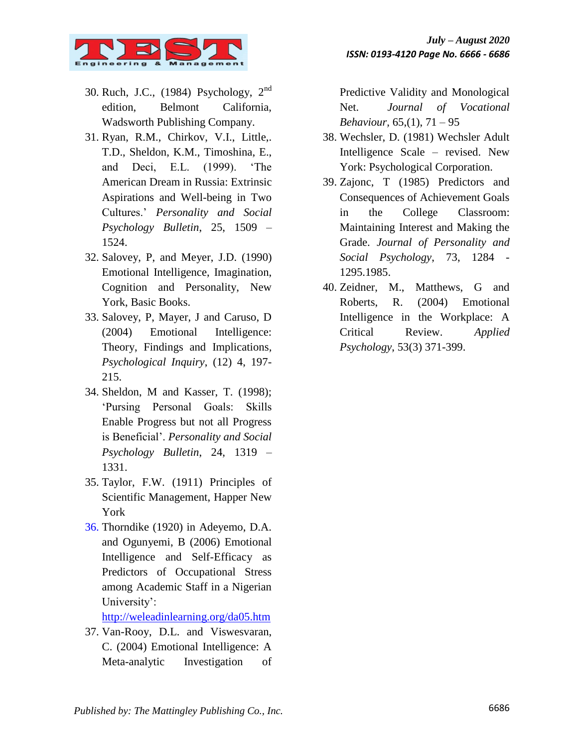30. Ruch, J.C., (1984) Psychology, 2nd edition, Belmont California, Wadsworth Publishing Company.
31. Ryan, R.M., Chirkov, V.I., Little,. T.D., Sheldon, K.M., Timoshina, E., and Deci, E.L. (1999). 'The American Dream in Russia: Extrinsic Aspirations and Well-being in Two Cultures.' *Personality and Social Psychology Bulletin*, 25, 1509 – 1524.
32. Salovey, P, and Meyer, J.D. (1990) Emotional Intelligence, Imagination, Cognition and Personality, New York, Basic Books.
33. Salovey, P, Mayer, J and Caruso, D (2004) Emotional Intelligence: Theory, Findings and Implications, *Psychological Inquiry*, (12) 4, 197-215.
34. Sheldon, M and Kasser, T. (1998); 'Pursing Personal Goals: Skills Enable Progress but not all Progress is Beneficial'. *Personality and Social Psychology Bulletin*, 24, 1319 – 1331.
35. Taylor, F.W. (1911) Principles of Scientific Management, Happer New York
36. Thorndike (1920) in Adeyemo, D.A. and Ogunyemi, B (2006) Emotional Intelligence and Self-Efficacy as Predictors of Occupational Stress among Academic Staff in a Nigerian University': http://weleadinlearning.org/da05.htm
37. Van-Rooy, D.L. and Viswesvaran, C. (2004) Emotional Intelligence: A Meta-analytic Investigation of Predictive Validity and Monological Net. *Journal of Vocational Behaviour*, 65,(1), 71 – 95
38. Wechsler, D. (1981) Wechsler Adult Intelligence Scale – revised. New York: Psychological Corporation.
39. Zajonc, T (1985) Predictors and Consequences of Achievement Goals in the College Classroom: Maintaining Interest and Making the Grade. *Journal of Personality and Social Psychology*, 73, 1284 - 1295.1985.
40. Zeidner, M., Matthews, G and Roberts, R. (2004) Emotional Intelligence in the Workplace: A Critical Review. *Applied Psychology*, 53(3) 371-399.